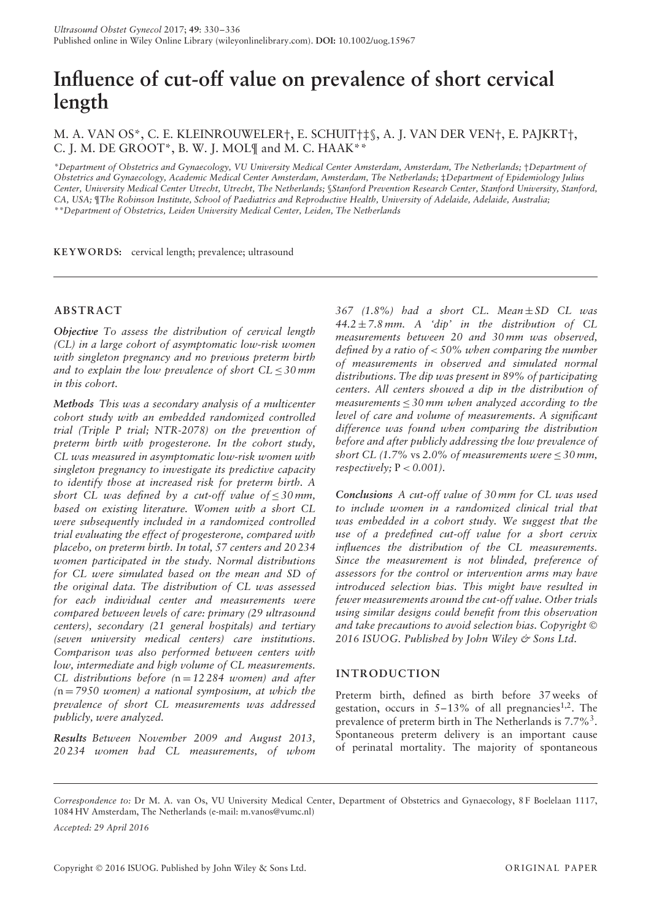# Influence of cut-off value on prevalence of short cervical length

M. A. VAN OS*, C. E. KLEINROUWELER†, E. SCHUIT†‡§, A. J. VAN DER VEN†, E. PAJKRT†, C. J. M. DE GROOT*, B. W. J. MOL¶ and M. C. HAAK**

*Department of Obstetrics and Gynaecology, VU University Medical Center Amsterdam, Amsterdam, The Netherlands; †Department of Obstetrics and Gynaecology, Academic Medical Center Amsterdam, Amsterdam, The Netherlands; ‡Department of Epidemiology Julius Center, University Medical Center Utrecht, Utrecht, The Netherlands; §Stanford Prevention Research Center, Stanford University, Stanford, CA, USA; ¶The Robinson Institute, School of Paediatrics and Reproductive Health, University of Adelaide, Adelaide, Australia; **Department of Obstetrics, Leiden University Medical Center, Leiden, The Netherlands

**KEYWORDS:** cervical length; prevalence; ultrasound

## ABSTRACT

***Objective*** *To assess the distribution of cervical length (CL) in a large cohort of asymptomatic low-risk women with singleton pregnancy and no previous preterm birth and to explain the low prevalence of short CL ≤ 30 mm in this cohort.*

***Methods*** *This was a secondary analysis of a multicenter cohort study with an embedded randomized controlled trial (Triple P trial; NTR-2078) on the prevention of preterm birth with progesterone. In the cohort study, CL was measured in asymptomatic low-risk women with singleton pregnancy to investigate its predictive capacity to identify those at increased risk for preterm birth. A short CL was defined by a cut-off value of ≤ 30 mm, based on existing literature. Women with a short CL were subsequently included in a randomized controlled trial evaluating the effect of progesterone, compared with placebo, on preterm birth. In total, 57 centers and 20 234 women participated in the study. Normal distributions for CL were simulated based on the mean and SD of the original data. The distribution of CL was assessed for each individual center and measurements were compared between levels of care: primary (29 ultrasound centers), secondary (21 general hospitals) and tertiary (seven university medical centers) care institutions. Comparison was also performed between centers with low, intermediate and high volume of CL measurements. CL distributions before (n = 12 284 women) and after (n = 7950 women) a national symposium, at which the prevalence of short CL measurements was addressed publicly, were analyzed.*

***Results*** *Between November 2009 and August 2013, 20 234 women had CL measurements, of whom 367 (1.8%) had a short CL. Mean ± SD CL was 44.2 ± 7.8 mm. A 'dip' in the distribution of CL measurements between 20 and 30 mm was observed, defined by a ratio of < 50% when comparing the number of measurements in observed and simulated normal distributions. The dip was present in 89% of participating centers. All centers showed a dip in the distribution of measurements ≤ 30 mm when analyzed according to the level of care and volume of measurements. A significant difference was found when comparing the distribution before and after publicly addressing the low prevalence of short CL (1.7% vs 2.0% of measurements were ≤ 30 mm, respectively; P < 0.001).*

***Conclusions*** *A cut-off value of 30 mm for CL was used to include women in a randomized clinical trial that was embedded in a cohort study. We suggest that the use of a predefined cut-off value for a short cervix influences the distribution of the CL measurements. Since the measurement is not blinded, preference of assessors for the control or intervention arms may have introduced selection bias. This might have resulted in fewer measurements around the cut-off value. Other trials using similar designs could benefit from this observation and take precautions to avoid selection bias. Copyright © 2016 ISUOG. Published by John Wiley & Sons Ltd.*

## INTRODUCTION

Preterm birth, defined as birth before 37 weeks of gestation, occurs in 5–13% of all pregnancies[1,2]. The prevalence of preterm birth in The Netherlands is 7.7%[3]. Spontaneous preterm delivery is an important cause of perinatal mortality. The majority of spontaneous

*Correspondence to:* Dr M. A. van Os, VU University Medical Center, Department of Obstetrics and Gynaecology, 8 F Boelelaan 1117, 1084 HV Amsterdam, The Netherlands (e-mail: m.vanos@vumc.nl)

*Accepted: 29 April 2016*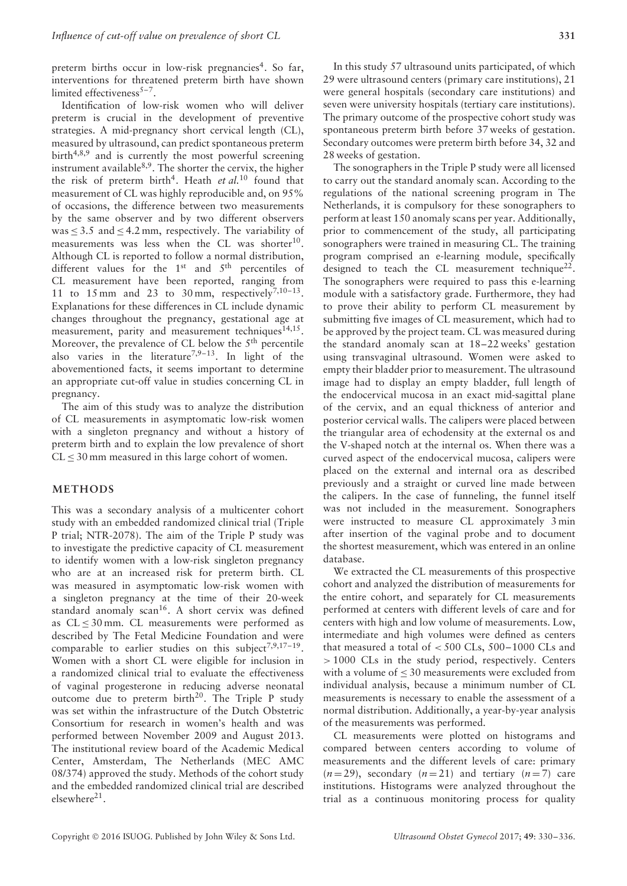preterm births occur in low-risk pregnancies[4]. So far, interventions for threatened preterm birth have shown limited effectiveness[5–7].

Identification of low-risk women who will deliver preterm is crucial in the development of preventive strategies. A mid-pregnancy short cervical length (CL), measured by ultrasound, can predict spontaneous preterm birth[4,8,9] and is currently the most powerful screening instrument available[8,9]. The shorter the cervix, the higher the risk of preterm birth[4]. Heath *et al.*[10] found that measurement of CL was highly reproducible and, on 95% of occasions, the difference between two measurements by the same observer and by two different observers was ≤ 3.5 and ≤ 4.2 mm, respectively. The variability of measurements was less when the CL was shorter[10]. Although CL is reported to follow a normal distribution, different values for the 1st and 5th percentiles of CL measurement have been reported, ranging from 11 to 15 mm and 23 to 30 mm, respectively[7,10–13]. Explanations for these differences in CL include dynamic changes throughout the pregnancy, gestational age at measurement, parity and measurement techniques[14,15]. Moreover, the prevalence of CL below the 5th percentile also varies in the literature[7,9–13]. In light of the abovementioned facts, it seems important to determine an appropriate cut-off value in studies concerning CL in pregnancy.

The aim of this study was to analyze the distribution of CL measurements in asymptomatic low-risk women with a singleton pregnancy and without a history of preterm birth and to explain the low prevalence of short CL ≤ 30 mm measured in this large cohort of women.

## METHODS

This was a secondary analysis of a multicenter cohort study with an embedded randomized clinical trial (Triple P trial; NTR-2078). The aim of the Triple P study was to investigate the predictive capacity of CL measurement to identify women with a low-risk singleton pregnancy who are at an increased risk for preterm birth. CL was measured in asymptomatic low-risk women with a singleton pregnancy at the time of their 20-week standard anomaly scan[16]. A short cervix was defined as CL ≤ 30 mm. CL measurements were performed as described by The Fetal Medicine Foundation and were comparable to earlier studies on this subject[7,9,17–19]. Women with a short CL were eligible for inclusion in a randomized clinical trial to evaluate the effectiveness of vaginal progesterone in reducing adverse neonatal outcome due to preterm birth[20]. The Triple P study was set within the infrastructure of the Dutch Obstetric Consortium for research in women's health and was performed between November 2009 and August 2013. The institutional review board of the Academic Medical Center, Amsterdam, The Netherlands (MEC AMC 08/374) approved the study. Methods of the cohort study and the embedded randomized clinical trial are described elsewhere[21].

In this study 57 ultrasound units participated, of which 29 were ultrasound centers (primary care institutions), 21 were general hospitals (secondary care institutions) and seven were university hospitals (tertiary care institutions). The primary outcome of the prospective cohort study was spontaneous preterm birth before 37 weeks of gestation. Secondary outcomes were preterm birth before 34, 32 and 28 weeks of gestation.

The sonographers in the Triple P study were all licensed to carry out the standard anomaly scan. According to the regulations of the national screening program in The Netherlands, it is compulsory for these sonographers to perform at least 150 anomaly scans per year. Additionally, prior to commencement of the study, all participating sonographers were trained in measuring CL. The training program comprised an e-learning module, specifically designed to teach the CL measurement technique[22]. The sonographers were required to pass this e-learning module with a satisfactory grade. Furthermore, they had to prove their ability to perform CL measurement by submitting five images of CL measurement, which had to be approved by the project team. CL was measured during the standard anomaly scan at 18–22 weeks' gestation using transvaginal ultrasound. Women were asked to empty their bladder prior to measurement. The ultrasound image had to display an empty bladder, full length of the endocervical mucosa in an exact mid-sagittal plane of the cervix, and an equal thickness of anterior and posterior cervical walls. The calipers were placed between the triangular area of echodensity at the external os and the V-shaped notch at the internal os. When there was a curved aspect of the endocervical mucosa, calipers were placed on the external and internal ora as described previously and a straight or curved line made between the calipers. In the case of funneling, the funnel itself was not included in the measurement. Sonographers were instructed to measure CL approximately 3 min after insertion of the vaginal probe and to document the shortest measurement, which was entered in an online database.

We extracted the CL measurements of this prospective cohort and analyzed the distribution of measurements for the entire cohort, and separately for CL measurements performed at centers with different levels of care and for centers with high and low volume of measurements. Low, intermediate and high volumes were defined as centers that measured a total of < 500 CLs, 500–1000 CLs and > 1000 CLs in the study period, respectively. Centers with a volume of ≤ 30 measurements were excluded from individual analysis, because a minimum number of CL measurements is necessary to enable the assessment of a normal distribution. Additionally, a year-by-year analysis of the measurements was performed.

CL measurements were plotted on histograms and compared between centers according to volume of measurements and the different levels of care: primary ($n = 29$), secondary ($n = 21$) and tertiary ($n = 7$) care institutions. Histograms were analyzed throughout the trial as a continuous monitoring process for quality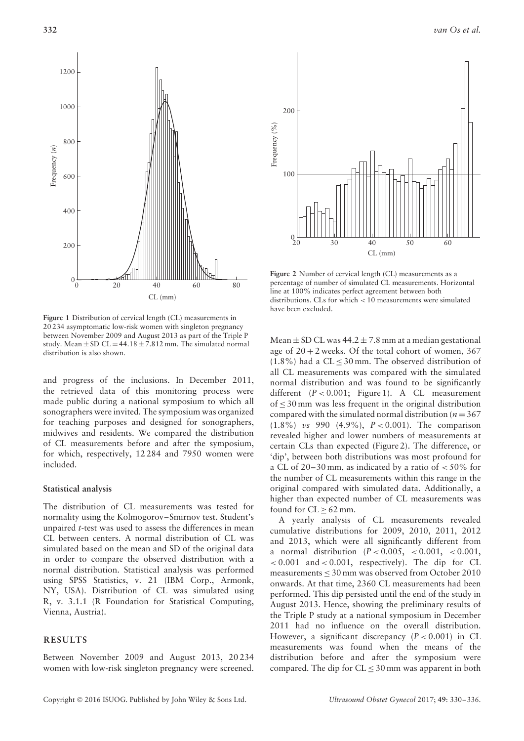**Figure 1** Distribution of cervical length (CL) measurements in 20 234 asymptomatic low-risk women with singleton pregnancy between November 2009 and August 2013 as part of the Triple P study. Mean ± SD CL = 44.18 ± 7.812 mm. The simulated normal distribution is also shown.

and progress of the inclusions. In December 2011, the retrieved data of this monitoring process were made public during a national symposium to which all sonographers were invited. The symposium was organized for teaching purposes and designed for sonographers, midwives and residents. We compared the distribution of CL measurements before and after the symposium, for which, respectively, 12 284 and 7950 women were included.

### Statistical analysis

The distribution of CL measurements was tested for normality using the Kolmogorov–Smirnov test. Student's unpaired *t*-test was used to assess the differences in mean CL between centers. A normal distribution of CL was simulated based on the mean and SD of the original data in order to compare the observed distribution with a normal distribution. Statistical analysis was performed using SPSS Statistics, v. 21 (IBM Corp., Armonk, NY, USA). Distribution of CL was simulated using R, v. 3.1.1 (R Foundation for Statistical Computing, Vienna, Austria).

## RESULTS

Between November 2009 and August 2013, 20 234 women with low-risk singleton pregnancy were screened.

**Figure 2** Number of cervical length (CL) measurements as a percentage of number of simulated CL measurements. Horizontal line at 100% indicates perfect agreement between both distributions. CLs for which < 10 measurements were simulated have been excluded.

Mean ± SD CL was 44.2 ± 7.8 mm at a median gestational age of 20 + 2 weeks. Of the total cohort of women, 367 (1.8%) had a CL ≤ 30 mm. The observed distribution of all CL measurements was compared with the simulated normal distribution and was found to be significantly different ($P < 0.001$; Figure 1). A CL measurement of ≤ 30 mm was less frequent in the original distribution compared with the simulated normal distribution ($n = 367$ (1.8%) *vs* 990 (4.9%), $P < 0.001$). The comparison revealed higher and lower numbers of measurements at certain CLs than expected (Figure 2). The difference, or 'dip', between both distributions was most profound for a CL of 20–30 mm, as indicated by a ratio of < 50% for the number of CL measurements within this range in the original compared with simulated data. Additionally, a higher than expected number of CL measurements was found for CL ≥ 62 mm.

A yearly analysis of CL measurements revealed cumulative distributions for 2009, 2010, 2011, 2012 and 2013, which were all significantly different from a normal distribution ($P < 0.005$, $< 0.001$, $< 0.001$, $< 0.001$ and $< 0.001$, respectively). The dip for CL measurements ≤ 30 mm was observed from October 2010 onwards. At that time, 2360 CL measurements had been performed. This dip persisted until the end of the study in August 2013. Hence, showing the preliminary results of the Triple P study at a national symposium in December 2011 had no influence on the overall distribution. However, a significant discrepancy ($P < 0.001$) in CL measurements was found when the means of the distribution before and after the symposium were compared. The dip for CL ≤ 30 mm was apparent in both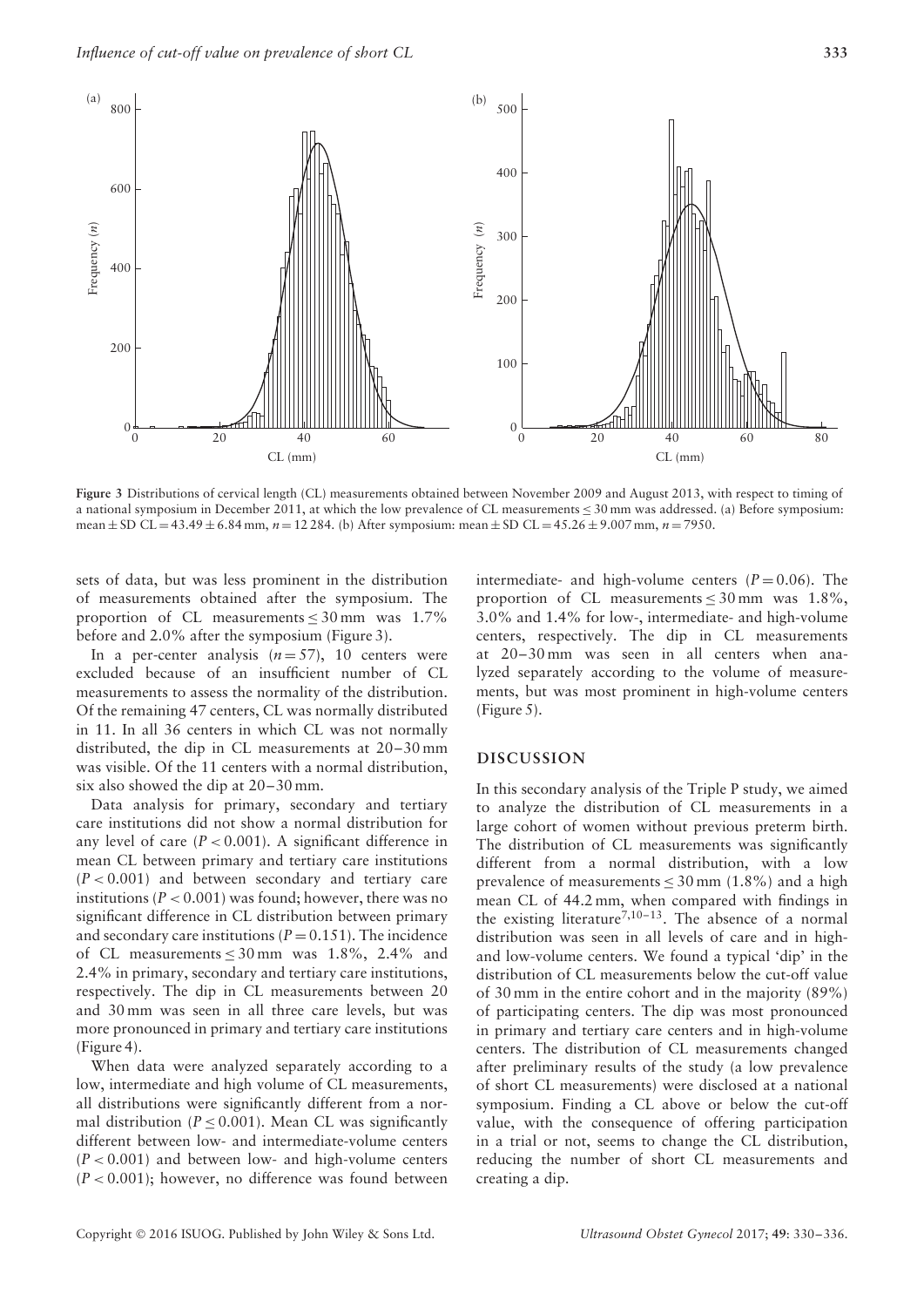Figure 3 Distributions of cervical length (CL) measurements obtained between November 2009 and August 2013, with respect to timing of a national symposium in December 2011, at which the low prevalence of CL measurements ≤ 30 mm was addressed. (a) Before symposium: mean ± SD CL = 43.49 ± 6.84 mm, $n$ = 12 284. (b) After symposium: mean ± SD CL = 45.26 ± 9.007 mm, $n$ = 7950.

sets of data, but was less prominent in the distribution of measurements obtained after the symposium. The proportion of CL measurements ≤ 30 mm was 1.7% before and 2.0% after the symposium (Figure 3).

In a per-center analysis ($n$ = 57), 10 centers were excluded because of an insufficient number of CL measurements to assess the normality of the distribution. Of the remaining 47 centers, CL was normally distributed in 11. In all 36 centers in which CL was not normally distributed, the dip in CL measurements at 20–30 mm was visible. Of the 11 centers with a normal distribution, six also showed the dip at 20–30 mm.

Data analysis for primary, secondary and tertiary care institutions did not show a normal distribution for any level of care ($P < 0.001$). A significant difference in mean CL between primary and tertiary care institutions ($P < 0.001$) and between secondary and tertiary care institutions ($P < 0.001$) was found; however, there was no significant difference in CL distribution between primary and secondary care institutions ($P = 0.151$). The incidence of CL measurements ≤ 30 mm was 1.8%, 2.4% and 2.4% in primary, secondary and tertiary care institutions, respectively. The dip in CL measurements between 20 and 30 mm was seen in all three care levels, but was more pronounced in primary and tertiary care institutions (Figure 4).

When data were analyzed separately according to a low, intermediate and high volume of CL measurements, all distributions were significantly different from a normal distribution ($P \leq 0.001$). Mean CL was significantly different between low- and intermediate-volume centers ($P < 0.001$) and between low- and high-volume centers ($P < 0.001$); however, no difference was found between intermediate- and high-volume centers ($P = 0.06$). The proportion of CL measurements ≤ 30 mm was 1.8%, 3.0% and 1.4% for low-, intermediate- and high-volume centers, respectively. The dip in CL measurements at 20–30 mm was seen in all centers when analyzed separately according to the volume of measurements, but was most prominent in high-volume centers (Figure 5).

## DISCUSSION

In this secondary analysis of the Triple P study, we aimed to analyze the distribution of CL measurements in a large cohort of women without previous preterm birth. The distribution of CL measurements was significantly different from a normal distribution, with a low prevalence of measurements ≤ 30 mm (1.8%) and a high mean CL of 44.2 mm, when compared with findings in the existing literature[7,10–13]. The absence of a normal distribution was seen in all levels of care and in high- and low-volume centers. We found a typical 'dip' in the distribution of CL measurements below the cut-off value of 30 mm in the entire cohort and in the majority (89%) of participating centers. The dip was most pronounced in primary and tertiary care centers and in high-volume centers. The distribution of CL measurements changed after preliminary results of the study (a low prevalence of short CL measurements) were disclosed at a national symposium. Finding a CL above or below the cut-off value, with the consequence of offering participation in a trial or not, seems to change the CL distribution, reducing the number of short CL measurements and creating a dip.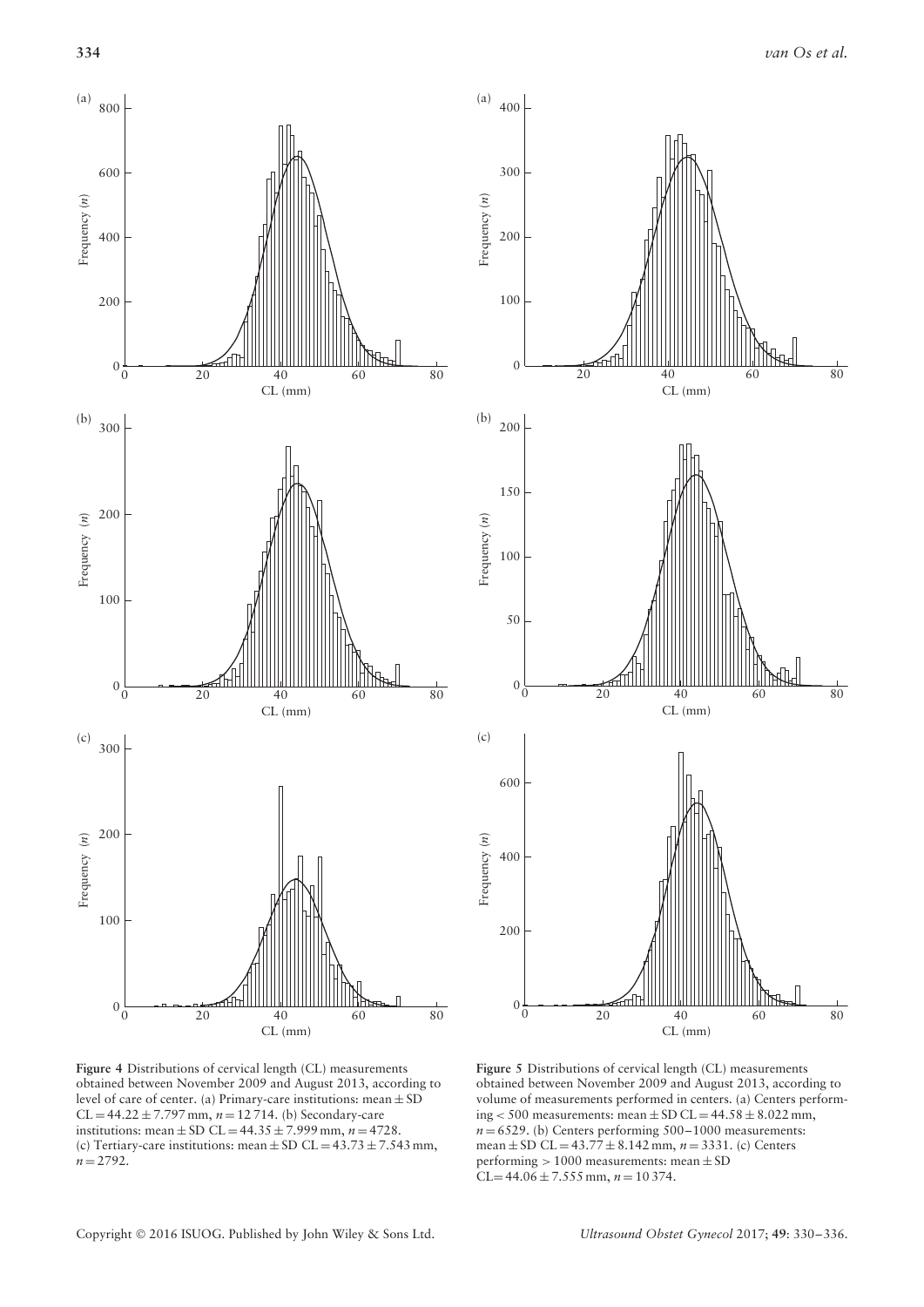**Figure 4** Distributions of cervical length (CL) measurements obtained between November 2009 and August 2013, according to level of care of center. (a) Primary-care institutions: mean ± SD CL = 44.22 ± 7.797 mm, $n$ = 12 714. (b) Secondary-care institutions: mean ± SD CL = 44.35 ± 7.999 mm, $n$ = 4728. (c) Tertiary-care institutions: mean ± SD CL = 43.73 ± 7.543 mm, $n$ = 2792.

**Figure 5** Distributions of cervical length (CL) measurements obtained between November 2009 and August 2013, according to volume of measurements performed in centers. (a) Centers performing < 500 measurements: mean ± SD CL = 44.58 ± 8.022 mm, $n$ = 6529. (b) Centers performing 500–1000 measurements: mean ± SD CL = 43.77 ± 8.142 mm, $n$ = 3331. (c) Centers performing > 1000 measurements: mean ± SD CL = 44.06 ± 7.555 mm, $n$ = 10 374.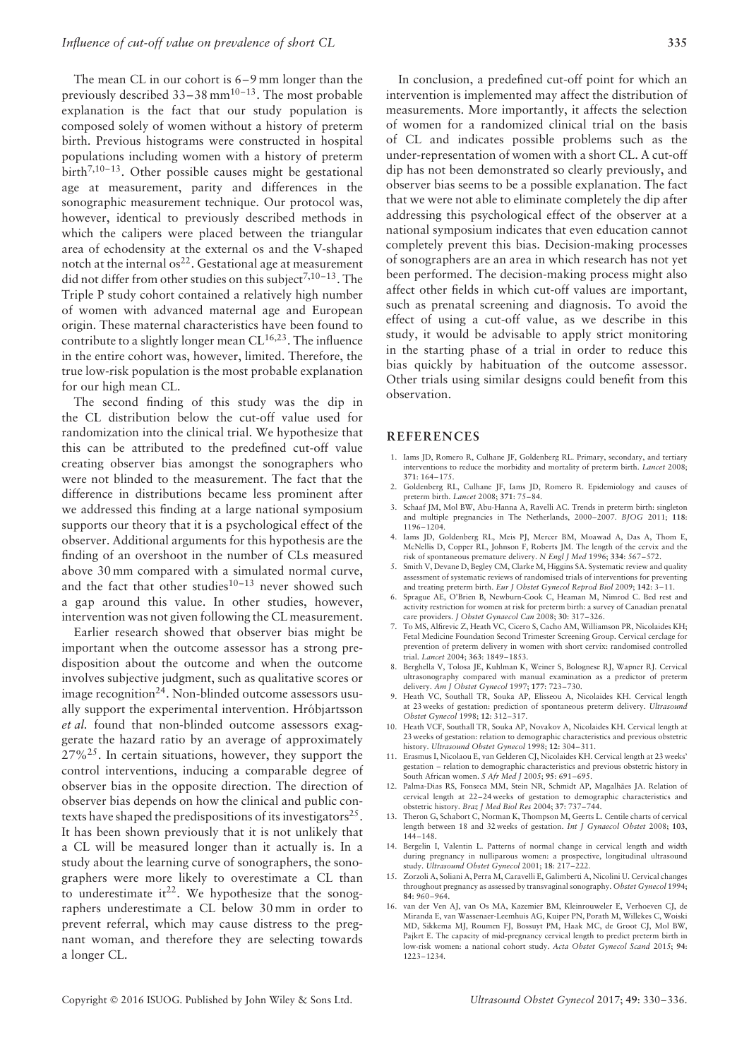The mean CL in our cohort is 6–9 mm longer than the previously described 33–38 mm[10–13]. The most probable explanation is the fact that our study population is composed solely of women without a history of preterm birth. Previous histograms were constructed in hospital populations including women with a history of preterm birth[7,10–13]. Other possible causes might be gestational age at measurement, parity and differences in the sonographic measurement technique. Our protocol was, however, identical to previously described methods in which the calipers were placed between the triangular area of echodensity at the external os and the V-shaped notch at the internal os[22]. Gestational age at measurement did not differ from other studies on this subject[7,10–13]. The Triple P study cohort contained a relatively high number of women with advanced maternal age and European origin. These maternal characteristics have been found to contribute to a slightly longer mean CL[16,23]. The influence in the entire cohort was, however, limited. Therefore, the true low-risk population is the most probable explanation for our high mean CL.

The second finding of this study was the dip in the CL distribution below the cut-off value used for randomization into the clinical trial. We hypothesize that this can be attributed to the predefined cut-off value creating observer bias amongst the sonographers who were not blinded to the measurement. The fact that the difference in distributions became less prominent after we addressed this finding at a large national symposium supports our theory that it is a psychological effect of the observer. Additional arguments for this hypothesis are the finding of an overshoot in the number of CLs measured above 30 mm compared with a simulated normal curve, and the fact that other studies[10–13] never showed such a gap around this value. In other studies, however, intervention was not given following the CL measurement.

Earlier research showed that observer bias might be important when the outcome assessor has a strong predisposition about the outcome and when the outcome involves subjective judgment, such as qualitative scores or image recognition[24]. Non-blinded outcome assessors usually support the experimental intervention. Hróbjartsson *et al.* found that non-blinded outcome assessors exaggerate the hazard ratio by an average of approximately 27%[25]. In certain situations, however, they support the control interventions, inducing a comparable degree of observer bias in the opposite direction. The direction of observer bias depends on how the clinical and public contexts have shaped the predispositions of its investigators[25]. It has been shown previously that it is not unlikely that a CL will be measured longer than it actually is. In a study about the learning curve of sonographers, the sonographers were more likely to overestimate a CL than to underestimate it[22]. We hypothesize that the sonographers underestimate a CL below 30 mm in order to prevent referral, which may cause distress to the pregnant woman, and therefore they are selecting towards a longer CL.

In conclusion, a predefined cut-off point for which an intervention is implemented may affect the distribution of measurements. More importantly, it affects the selection of women for a randomized clinical trial on the basis of CL and indicates possible problems such as the under-representation of women with a short CL. A cut-off dip has not been demonstrated so clearly previously, and observer bias seems to be a possible explanation. The fact that we were not able to eliminate completely the dip after addressing this psychological effect of the observer at a national symposium indicates that even education cannot completely prevent this bias. Decision-making processes of sonographers are an area in which research has not yet been performed. The decision-making process might also affect other fields in which cut-off values are important, such as prenatal screening and diagnosis. To avoid the effect of using a cut-off value, as we describe in this study, it would be advisable to apply strict monitoring in the starting phase of a trial in order to reduce this bias quickly by habituation of the outcome assessor. Other trials using similar designs could benefit from this observation.

## REFERENCES

1. Iams JD, Romero R, Culhane JF, Goldenberg RL. Primary, secondary, and tertiary interventions to reduce the morbidity and mortality of preterm birth. *Lancet* 2008; **371**: 164–175.
2. Goldenberg RL, Culhane JF, Iams JD, Romero R. Epidemiology and causes of preterm birth. *Lancet* 2008; **371**: 75–84.
3. Schaaf JM, Mol BW, Abu-Hanna A, Ravelli AC. Trends in preterm birth: singleton and multiple pregnancies in The Netherlands, 2000–2007. *BJOG* 2011; **118**: 1196–1204.
4. Iams JD, Goldenberg RL, Meis PJ, Mercer BM, Moawad A, Das A, Thom E, McNellis D, Copper RL, Johnson F, Roberts JM. The length of the cervix and the risk of spontaneous premature delivery. *N Engl J Med* 1996; **334**: 567–572.
5. Smith V, Devane D, Begley CM, Clarke M, Higgins SA. Systematic review and quality assessment of systematic reviews of randomised trials of interventions for preventing and treating preterm birth. *Eur J Obstet Gynecol Reprod Biol* 2009; **142**: 3–11.
6. Sprague AE, O'Brien B, Newburn-Cook C, Heaman M, Nimrod C. Bed rest and activity restriction for women at risk for preterm birth: a survey of Canadian prenatal care providers. *J Obstet Gynaecol Can* 2008; **30**: 317–326.
7. To MS, Alfirevic Z, Heath VC, Cicero S, Cacho AM, Williamson PR, Nicolaides KH; Fetal Medicine Foundation Second Trimester Screening Group. Cervical cerclage for prevention of preterm delivery in women with short cervix: randomised controlled trial. *Lancet* 2004; **363**: 1849–1853.
8. Berghella V, Tolosa JE, Kuhlman K, Weiner S, Bolognese RJ, Wapner RJ. Cervical ultrasonography compared with manual examination as a predictor of preterm delivery. *Am J Obstet Gynecol* 1997; **177**: 723–730.
9. Heath VC, Southall TR, Souka AP, Elisseou A, Nicolaides KH. Cervical length at 23 weeks of gestation: prediction of spontaneous preterm delivery. *Ultrasound Obstet Gynecol* 1998; **12**: 312–317.
10. Heath VCF, Southall TR, Souka AP, Novakov A, Nicolaides KH. Cervical length at 23 weeks of gestation: relation to demographic characteristics and previous obstetric history. *Ultrasound Obstet Gynecol* 1998; **12**: 304–311.
11. Erasmus I, Nicolaou E, van Gelderen CJ, Nicolaides KH. Cervical length at 23 weeks' gestation – relation to demographic characteristics and previous obstetric history in South African women. *S Afr Med J* 2005; **95**: 691–695.
12. Palma-Dias RS, Fonseca MM, Stein NR, Schmidt AP, Magalhães JA. Relation of cervical length at 22–24 weeks of gestation to demographic characteristics and obstetric history. *Braz J Med Biol Res* 2004; **37**: 737–744.
13. Theron G, Schabort C, Norman K, Thompson M, Geerts L. Centile charts of cervical length between 18 and 32 weeks of gestation. *Int J Gynaecol Obstet* 2008; **103**, 144–148.
14. Bergelin I, Valentin L. Patterns of normal change in cervical length and width during pregnancy in nulliparous women: a prospective, longitudinal ultrasound study. *Ultrasound Obstet Gynecol* 2001; **18**: 217–222.
15. Zorzoli A, Soliani A, Perra M, Caravelli E, Galimberti A, Nicolini U. Cervical changes throughout pregnancy as assessed by transvaginal sonography. *Obstet Gynecol* 1994; **84**: 960–964.
16. van der Ven AJ, van Os MA, Kazemier BM, Kleinrouweler E, Verhoeven CJ, de Miranda E, van Wassenaer-Leemhuis AG, Kuiper PN, Porath M, Willekes C, Woiski MD, Sikkema MJ, Roumen FJ, Bossuyt PM, Haak MC, de Groot CJ, Mol BW, Pajkrt E. The capacity of mid-pregnancy cervical length to predict preterm birth in low-risk women: a national cohort study. *Acta Obstet Gynecol Scand* 2015; **94**: 1223–1234.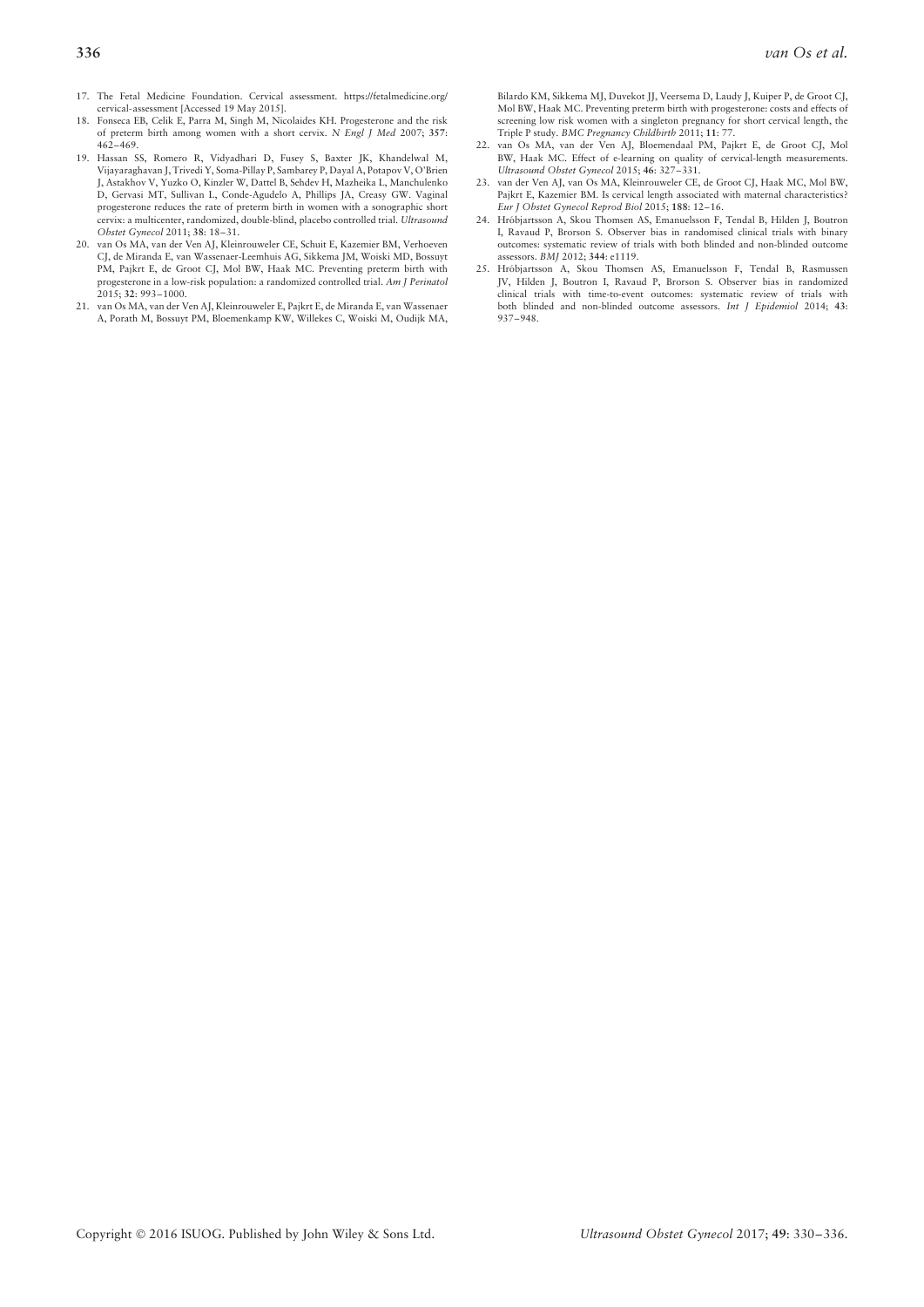17. The Fetal Medicine Foundation. Cervical assessment. https://fetalmedicine.org/cervical-assessment [Accessed 19 May 2015].
18. Fonseca EB, Celik E, Parra M, Singh M, Nicolaides KH. Progesterone and the risk of preterm birth among women with a short cervix. *N Engl J Med* 2007; **357**: 462–469.
19. Hassan SS, Romero R, Vidyadhari D, Fusey S, Baxter JK, Khandelwal M, Vijayaraghavan J, Trivedi Y, Soma-Pillay P, Sambarey P, Dayal A, Potapov V, O'Brien J, Astakhov V, Yuzko O, Kinzler W, Dattel B, Sehdev H, Mazheika L, Manchulenko D, Gervasi MT, Sullivan L, Conde-Agudelo A, Phillips JA, Creasy GW. Vaginal progesterone reduces the rate of preterm birth in women with a sonographic short cervix: a multicenter, randomized, double-blind, placebo controlled trial. *Ultrasound Obstet Gynecol* 2011; **38**: 18–31.
20. van Os MA, van der Ven AJ, Kleinrouweler CE, Schuit E, Kazemier BM, Verhoeven CJ, de Miranda E, van Wassenaer-Leemhuis AG, Sikkema JM, Woiski MD, Bossuyt PM, Pajkrt E, de Groot CJ, Mol BW, Haak MC. Preventing preterm birth with progesterone in a low-risk population: a randomized controlled trial. *Am J Perinatol* 2015; **32**: 993–1000.
21. van Os MA, van der Ven AJ, Kleinrouweler E, Pajkrt E, de Miranda E, van Wassenaer A, Porath M, Bossuyt PM, Bloemenkamp KW, Willekes C, Woiski M, Oudijk MA, Bilardo KM, Sikkema MJ, Duvekot JJ, Veersema D, Laudy J, Kuiper P, de Groot CJ, Mol BW, Haak MC. Preventing preterm birth with progesterone: costs and effects of screening low risk women with a singleton pregnancy for short cervical length, the Triple P study. *BMC Pregnancy Childbirth* 2011; **11**: 77.
22. van Os MA, van der Ven AJ, Bloemendaal PM, Pajkrt E, de Groot CJ, Mol BW, Haak MC. Effect of e-learning on quality of cervical-length measurements. *Ultrasound Obstet Gynecol* 2015; **46**: 327–331.
23. van der Ven AJ, van Os MA, Kleinrouweler CE, de Groot CJ, Haak MC, Mol BW, Pajkrt E, Kazemier BM. Is cervical length associated with maternal characteristics? *Eur J Obstet Gynecol Reprod Biol* 2015; **188**: 12–16.
24. Hróbjartsson A, Skou Thomsen AS, Emanuelsson F, Tendal B, Hilden J, Boutron I, Ravaud P, Brorson S. Observer bias in randomised clinical trials with binary outcomes: systematic review of trials with both blinded and non-blinded outcome assessors. *BMJ* 2012; **344**: e1119.
25. Hróbjartsson A, Skou Thomsen AS, Emanuelsson F, Tendal B, Rasmussen JV, Hilden J, Boutron I, Ravaud P, Brorson S. Observer bias in randomized clinical trials with time-to-event outcomes: systematic review of trials with both blinded and non-blinded outcome assessors. *Int J Epidemiol* 2014; **43**: 937–948.